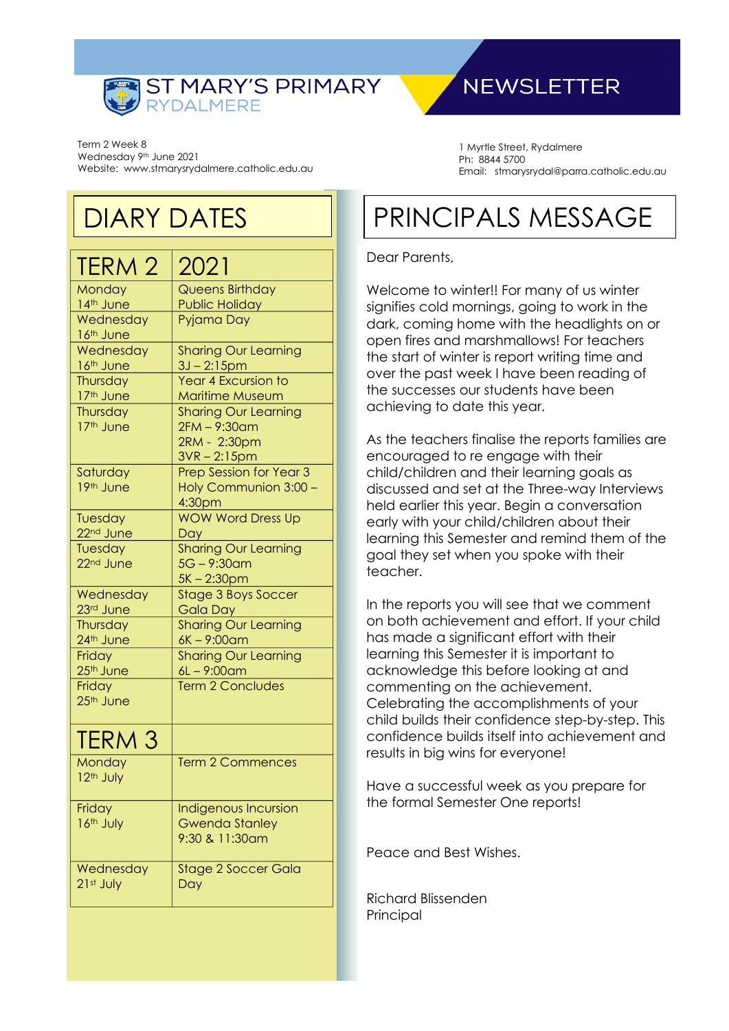# ST MARY'S PRIMARY RYDALMERE

# NEWSLETTER

Term 2 Week 8
Wednesday 9th June 2021
Website: www.stmarysrydalmere.catholic.edu.au

1 Myrtle Street, Rydalmere
Ph: 8844 5700
Email: stmarysrydal@parra.catholic.edu.au

## DIARY DATES

| TERM 2 | 2021 |
|---|---|
| Monday 14th June | Queens Birthday Public Holiday |
| Wednesday 16th June | Pyjama Day |
| Wednesday 16th June | Sharing Our Learning 3J – 2:15pm |
| Thursday 17th June | Year 4 Excursion to Maritime Museum |
| Thursday 17th June | Sharing Our Learning 2FM – 9:30am 2RM - 2:30pm 3VR – 2:15pm |
| Saturday 19th June | Prep Session for Year 3 Holy Communion 3:00 – 4:30pm |
| Tuesday 22nd June | WOW Word Dress Up Day |
| Tuesday 22nd June | Sharing Our Learning 5G – 9:30am 5K – 2:30pm |
| Wednesday 23rd June | Stage 3 Boys Soccer Gala Day |
| Thursday 24th June | Sharing Our Learning 6K – 9:00am |
| Friday 25th June | Sharing Our Learning 6L – 9:00am |
| Friday 25th June | Term 2 Concludes |
| **TERM 3** | |
| Monday 12th July | Term 2 Commences |
| Friday 16th July | Indigenous Incursion Gwenda Stanley 9:30 & 11:30am |
| Wednesday 21st July | Stage 2 Soccer Gala Day |

## PRINCIPALS MESSAGE

Dear Parents,

Welcome to winter!! For many of us winter signifies cold mornings, going to work in the dark, coming home with the headlights on or open fires and marshmallows! For teachers the start of winter is report writing time and over the past week I have been reading of the successes our students have been achieving to date this year.

As the teachers finalise the reports families are encouraged to re engage with their child/children and their learning goals as discussed and set at the Three-way Interviews held earlier this year. Begin a conversation early with your child/children about their learning this Semester and remind them of the goal they set when you spoke with their teacher.

In the reports you will see that we comment on both achievement and effort. If your child has made a significant effort with their learning this Semester it is important to acknowledge this before looking at and commenting on the achievement. Celebrating the accomplishments of your child builds their confidence step-by-step. This confidence builds itself into achievement and results in big wins for everyone!

Have a successful week as you prepare for the formal Semester One reports!

Peace and Best Wishes.

Richard Blissenden
Principal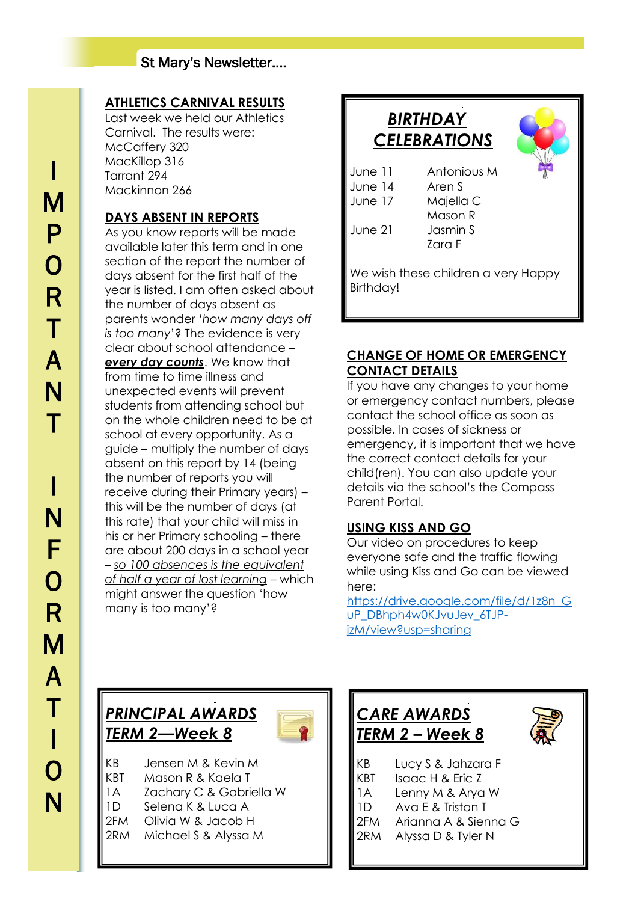IMPORTANT INFORMATION

## ATHLETICS CARNIVAL RESULTS

Last week we held our Athletics Carnival. The results were:

McCaffery 320
MacKillop 316
Tarrant 294
Mackinnon 266

## DAYS ABSENT IN REPORTS

As you know reports will be made available later this term and in one section of the report the number of days absent for the first half of the year is listed. I am often asked about the number of days absent as parents wonder '*how many days off is too many*'? The evidence is very clear about school attendance – ***every day counts***. We know that from time to time illness and unexpected events will prevent students from attending school but on the whole children need to be at school at every opportunity. As a guide – multiply the number of days absent on this report by 14 (being the number of reports you will receive during their Primary years) – this will be the number of days (at this rate) that your child will miss in his or her Primary schooling – there are about 200 days in a school year – *so 100 absences is the equivalent of half a year of lost learning* – which might answer the question 'how many is too many'?

## *BIRTHDAY CELEBRATIONS*

| | |
|---|---|
| June 11 | Antonious M |
| June 14 | Aren S |
| June 17 | Majella C |
| | Mason R |
| June 21 | Jasmin S |
| | Zara F |

We wish these children a very Happy Birthday!

## CHANGE OF HOME OR EMERGENCY CONTACT DETAILS

If you have any changes to your home or emergency contact numbers, please contact the school office as soon as possible. In cases of sickness or emergency, it is important that we have the correct contact details for your child(ren). You can also update your details via the school's the Compass Parent Portal.

## USING KISS AND GO

Our video on procedures to keep everyone safe and the traffic flowing while using Kiss and Go can be viewed here:

https://drive.google.com/file/d/1z8n_GuP_DBhph4w0KJvuJev_6TJP-jzM/view?usp=sharing

## *PRINCIPAL AWARDS TERM 2—Week 8*

| | |
|---|---|
| KB | Jensen M & Kevin M |
| KBT | Mason R & Kaela T |
| 1A | Zachary C & Gabriella W |
| 1D | Selena K & Luca A |
| 2FM | Olivia W & Jacob H |
| 2RM | Michael S & Alyssa M |

## *CARE AWARDS TERM 2 – Week 8*

| | |
|---|---|
| KB | Lucy S & Jahzara F |
| KBT | Isaac H & Eric Z |
| 1A | Lenny M & Arya W |
| 1D | Ava E & Tristan T |
| 2FM | Arianna A & Sienna G |
| 2RM | Alyssa D & Tyler N |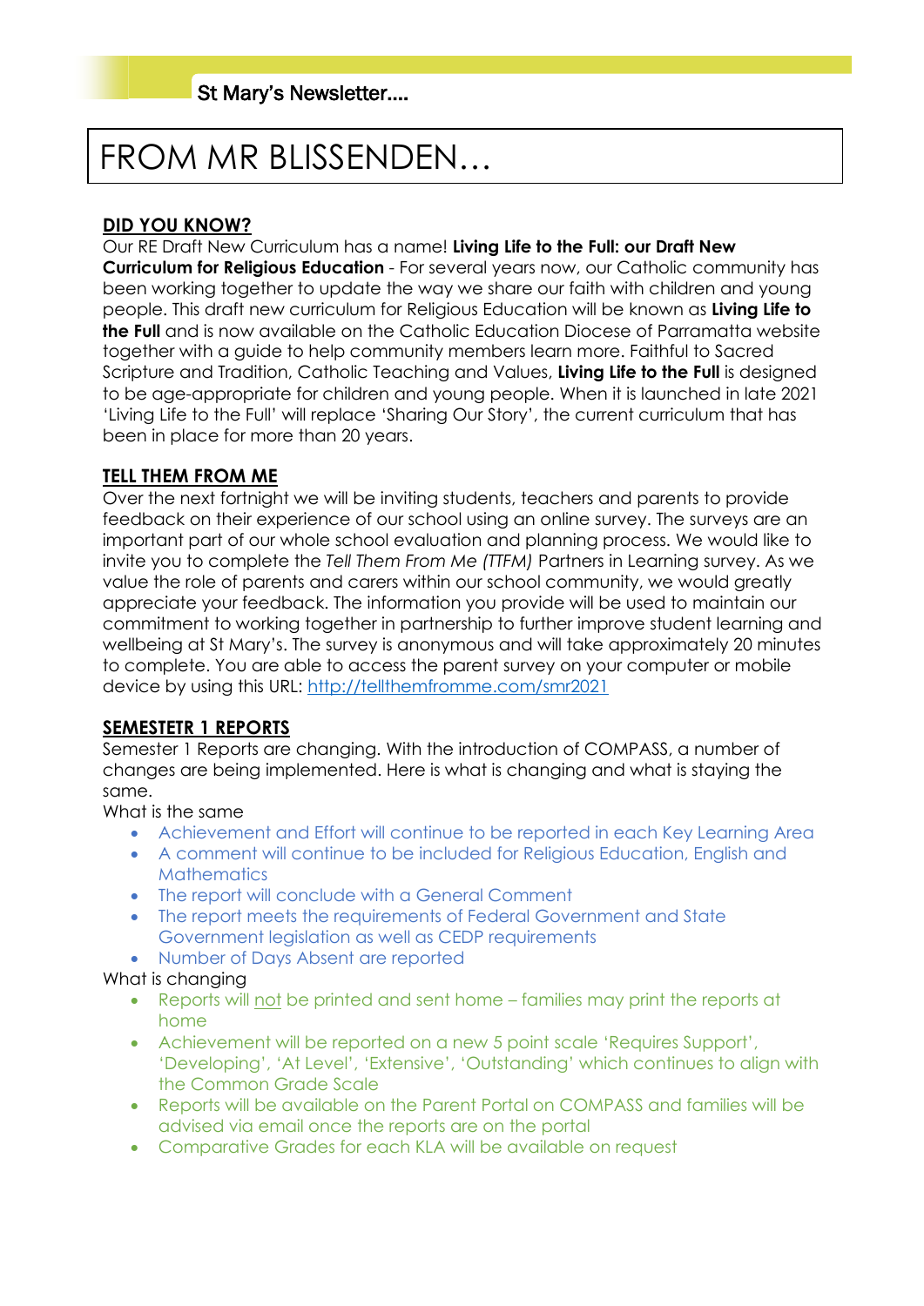# FROM MR BLISSENDEN…

## DID YOU KNOW?

Our RE Draft New Curriculum has a name! **Living Life to the Full: our Draft New Curriculum for Religious Education** - For several years now, our Catholic community has been working together to update the way we share our faith with children and young people. This draft new curriculum for Religious Education will be known as **Living Life to the Full** and is now available on the Catholic Education Diocese of Parramatta website together with a guide to help community members learn more. Faithful to Sacred Scripture and Tradition, Catholic Teaching and Values, **Living Life to the Full** is designed to be age-appropriate for children and young people. When it is launched in late 2021 'Living Life to the Full' will replace 'Sharing Our Story', the current curriculum that has been in place for more than 20 years.

## TELL THEM FROM ME

Over the next fortnight we will be inviting students, teachers and parents to provide feedback on their experience of our school using an online survey. The surveys are an important part of our whole school evaluation and planning process. We would like to invite you to complete the *Tell Them From Me (TTFM)* Partners in Learning survey. As we value the role of parents and carers within our school community, we would greatly appreciate your feedback. The information you provide will be used to maintain our commitment to working together in partnership to further improve student learning and wellbeing at St Mary's. The survey is anonymous and will take approximately 20 minutes to complete. You are able to access the parent survey on your computer or mobile device by using this URL: [http://tellthemfromme.com/smr2021](http://tellthemfromme.com/smr2021)

## SEMESTETR 1 REPORTS

Semester 1 Reports are changing. With the introduction of COMPASS, a number of changes are being implemented. Here is what is changing and what is staying the same.

What is the same

- Achievement and Effort will continue to be reported in each Key Learning Area
- A comment will continue to be included for Religious Education, English and Mathematics
- The report will conclude with a General Comment
- The report meets the requirements of Federal Government and State Government legislation as well as CEDP requirements
- Number of Days Absent are reported

What is changing

- Reports will not be printed and sent home – families may print the reports at home
- Achievement will be reported on a new 5 point scale 'Requires Support', 'Developing', 'At Level', 'Extensive', 'Outstanding' which continues to align with the Common Grade Scale
- Reports will be available on the Parent Portal on COMPASS and families will be advised via email once the reports are on the portal
- Comparative Grades for each KLA will be available on request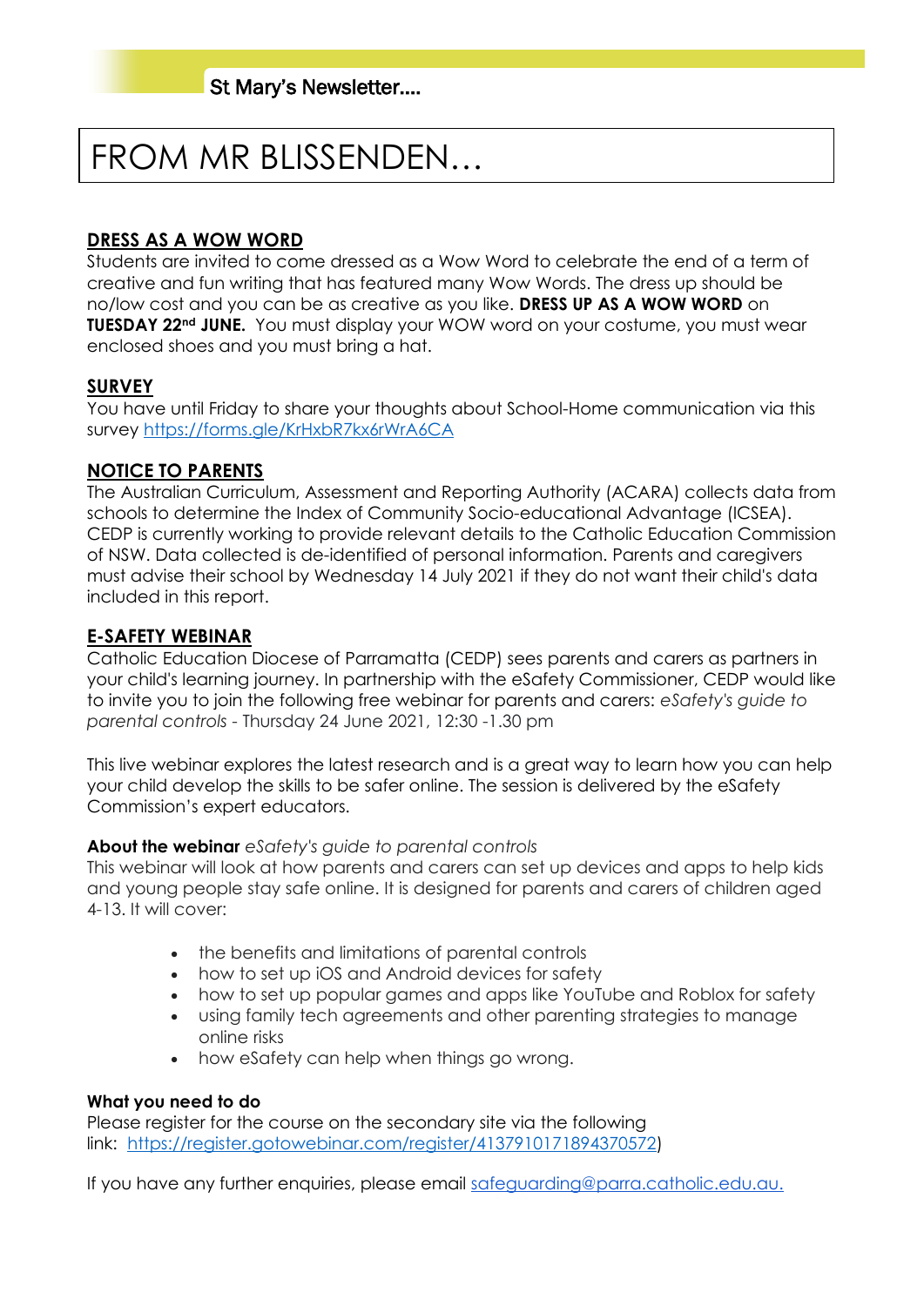# FROM MR BLISSENDEN…

## DRESS AS A WOW WORD

Students are invited to come dressed as a Wow Word to celebrate the end of a term of creative and fun writing that has featured many Wow Words. The dress up should be no/low cost and you can be as creative as you like. **DRESS UP AS A WOW WORD** on **TUESDAY 22nd JUNE.** You must display your WOW word on your costume, you must wear enclosed shoes and you must bring a hat.

## SURVEY

You have until Friday to share your thoughts about School-Home communication via this survey https://forms.gle/KrHxbR7kx6rWrA6CA

## NOTICE TO PARENTS

The Australian Curriculum, Assessment and Reporting Authority (ACARA) collects data from schools to determine the Index of Community Socio-educational Advantage (ICSEA). CEDP is currently working to provide relevant details to the Catholic Education Commission of NSW. Data collected is de-identified of personal information. Parents and caregivers must advise their school by Wednesday 14 July 2021 if they do not want their child's data included in this report.

## E-SAFETY WEBINAR

Catholic Education Diocese of Parramatta (CEDP) sees parents and carers as partners in your child's learning journey. In partnership with the eSafety Commissioner, CEDP would like to invite you to join the following free webinar for parents and carers: *eSafety's guide to parental controls* - Thursday 24 June 2021, 12:30 -1.30 pm

This live webinar explores the latest research and is a great way to learn how you can help your child develop the skills to be safer online. The session is delivered by the eSafety Commission's expert educators.

**About the webinar** *eSafety's guide to parental controls*
This webinar will look at how parents and carers can set up devices and apps to help kids and young people stay safe online. It is designed for parents and carers of children aged 4-13. It will cover:

- the benefits and limitations of parental controls
- how to set up iOS and Android devices for safety
- how to set up popular games and apps like YouTube and Roblox for safety
- using family tech agreements and other parenting strategies to manage online risks
- how eSafety can help when things go wrong.

**What you need to do**
Please register for the course on the secondary site via the following link: https://register.gotowebinar.com/register/4137910171894370572)

If you have any further enquiries, please email safeguarding@parra.catholic.edu.au.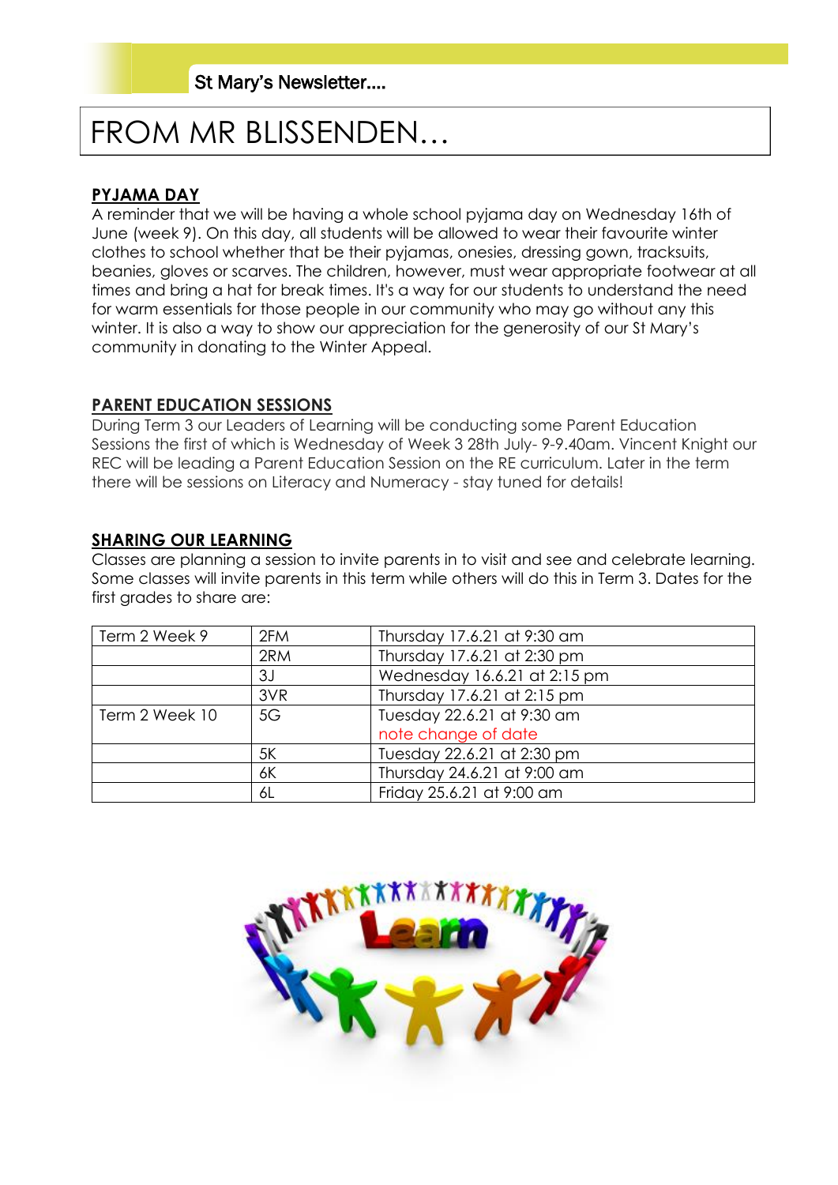# FROM MR BLISSENDEN…

## PYJAMA DAY

A reminder that we will be having a whole school pyjama day on Wednesday 16th of June (week 9). On this day, all students will be allowed to wear their favourite winter clothes to school whether that be their pyjamas, onesies, dressing gown, tracksuits, beanies, gloves or scarves. The children, however, must wear appropriate footwear at all times and bring a hat for break times. It's a way for our students to understand the need for warm essentials for those people in our community who may go without any this winter. It is also a way to show our appreciation for the generosity of our St Mary's community in donating to the Winter Appeal.

## PARENT EDUCATION SESSIONS

During Term 3 our Leaders of Learning will be conducting some Parent Education Sessions the first of which is Wednesday of Week 3 28th July- 9-9.40am. Vincent Knight our REC will be leading a Parent Education Session on the RE curriculum. Later in the term there will be sessions on Literacy and Numeracy - stay tuned for details!

## SHARING OUR LEARNING

Classes are planning a session to invite parents in to visit and see and celebrate learning. Some classes will invite parents in this term while others will do this in Term 3. Dates for the first grades to share are:

| | | |
|---|---|---|
| Term 2 Week 9 | 2FM | Thursday 17.6.21 at 9:30 am |
| | 2RM | Thursday 17.6.21 at 2:30 pm |
| | 3J | Wednesday 16.6.21 at 2:15 pm |
| | 3VR | Thursday 17.6.21 at 2:15 pm |
| Term 2 Week 10 | 5G | Tuesday 22.6.21 at 9:30 am note change of date |
| | 5K | Tuesday 22.6.21 at 2:30 pm |
| | 6K | Thursday 24.6.21 at 9:00 am |
| | 6L | Friday 25.6.21 at 9:00 am |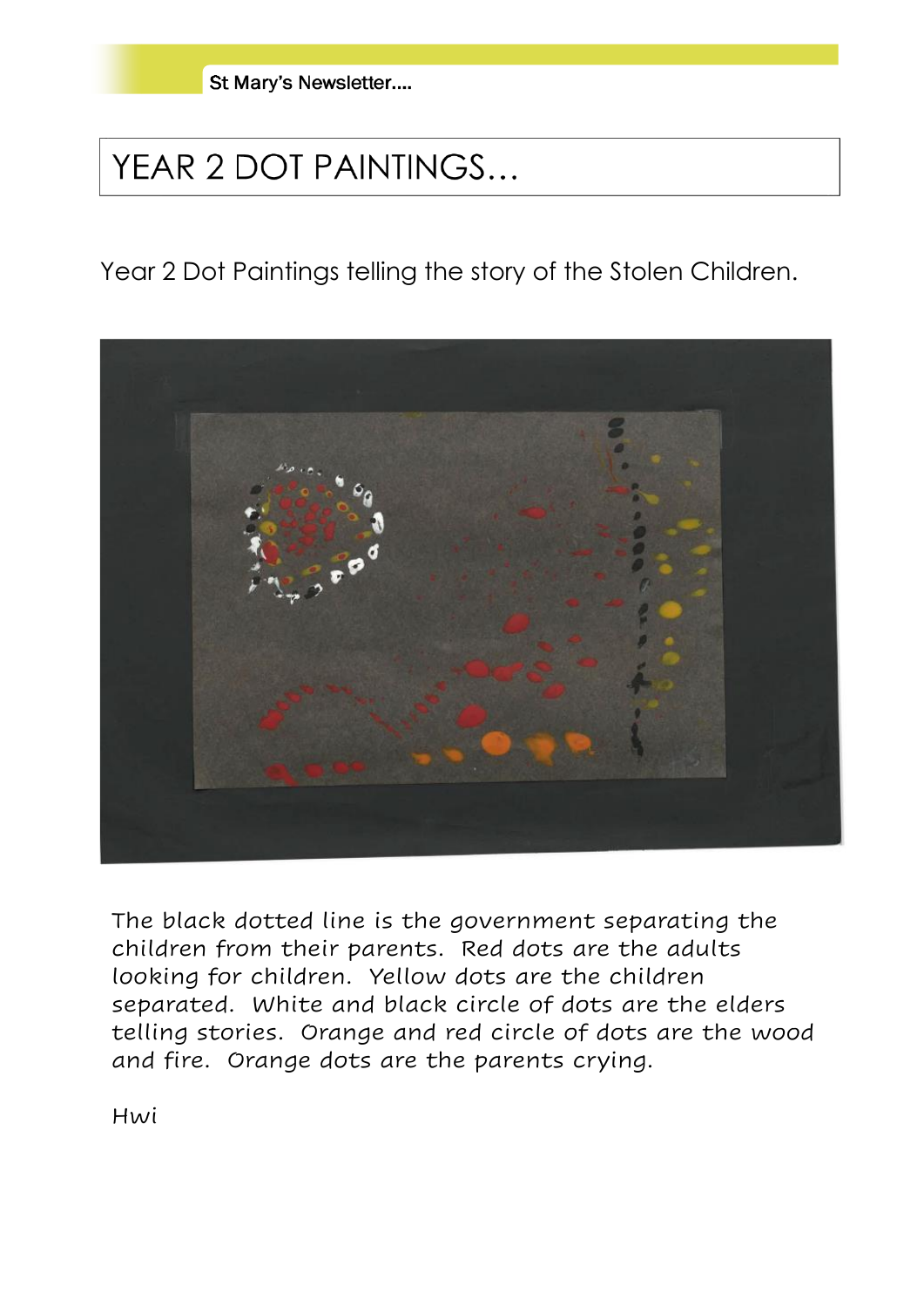# YEAR 2 DOT PAINTINGS…

Year 2 Dot Paintings telling the story of the Stolen Children.

The black dotted line is the government separating the children from their parents. Red dots are the adults looking for children. Yellow dots are the children separated. White and black circle of dots are the elders telling stories. Orange and red circle of dots are the wood and fire. Orange dots are the parents crying.

Hwi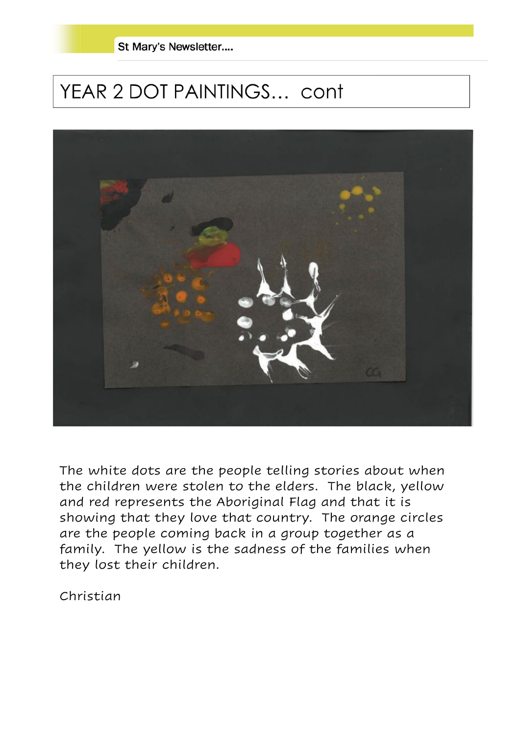# YEAR 2 DOT PAINTINGS… cont

The white dots are the people telling stories about when the children were stolen to the elders. The black, yellow and red represents the Aboriginal Flag and that it is showing that they love that country. The orange circles are the people coming back in a group together as a family. The yellow is the sadness of the families when they lost their children.

Christian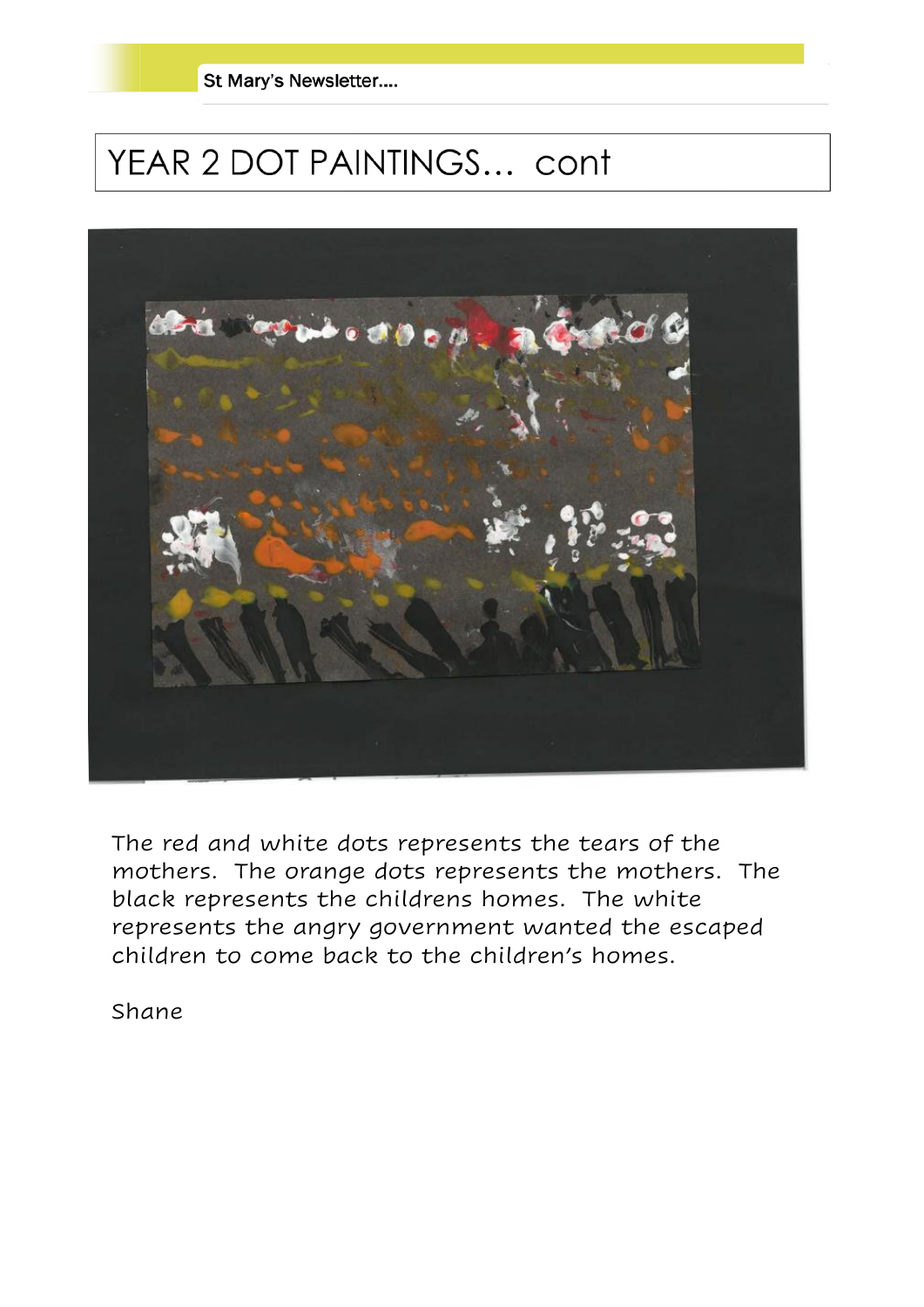# YEAR 2 DOT PAINTINGS… cont

The red and white dots represents the tears of the mothers. The orange dots represents the mothers. The black represents the childrens homes. The white represents the angry government wanted the escaped children to come back to the children's homes.

Shane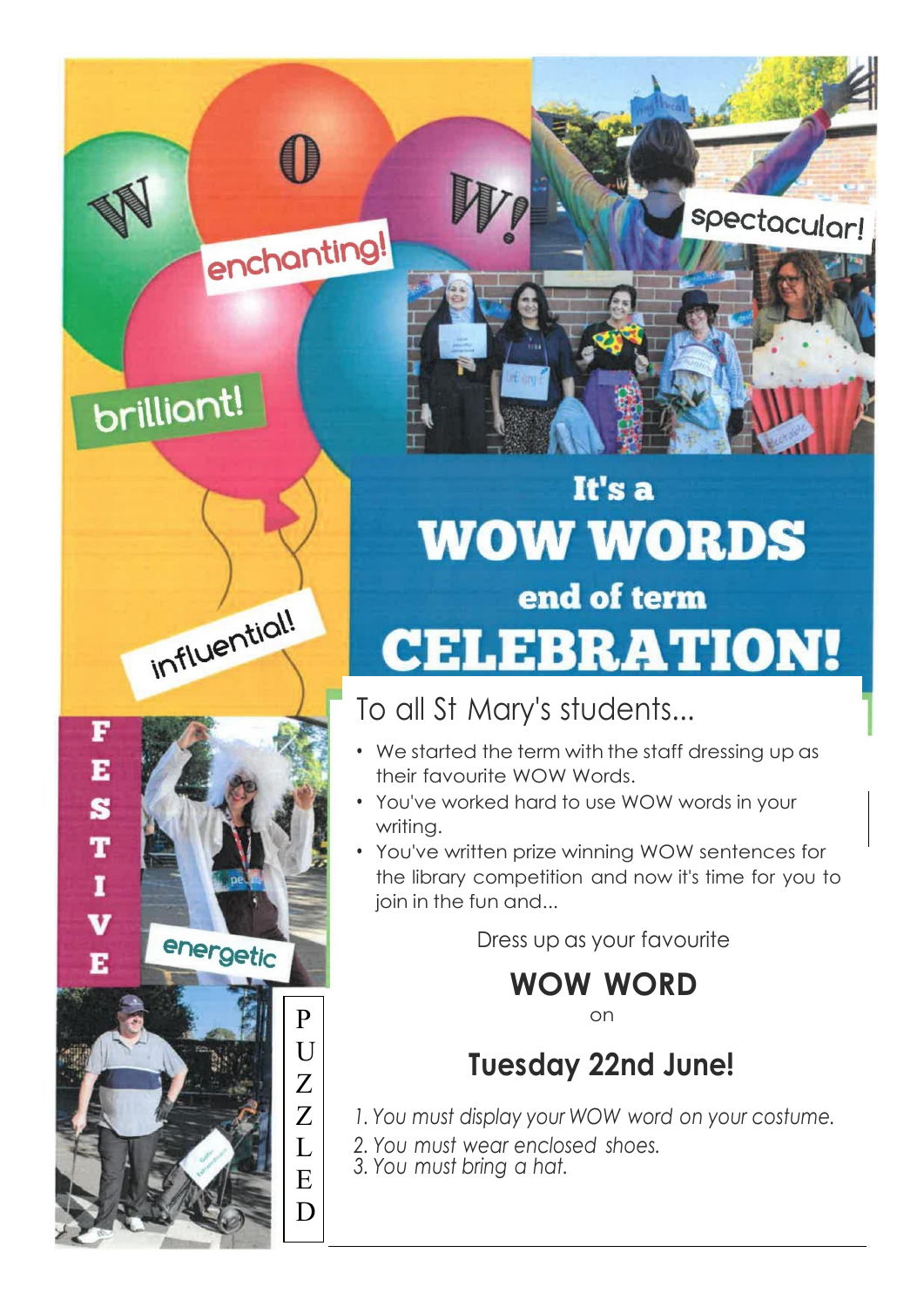W O W!

enchanting!

spectacular!

brilliant!

influential!

# It's a WOW WORDS end of term CELEBRATION!

FESTIVE

energetic

PUZZLED

## To all St Mary's students...

- We started the term with the staff dressing up as their favourite WOW Words.
- You've worked hard to use WOW words in your writing.
- You've written prize winning WOW sentences for the library competition and now it's time for you to join in the fun and...

Dress up as your favourite

**WOW WORD**

on

## Tuesday 22nd June!

*1. You must display your WOW word on your costume.*
*2. You must wear enclosed shoes.*
*3. You must bring a hat.*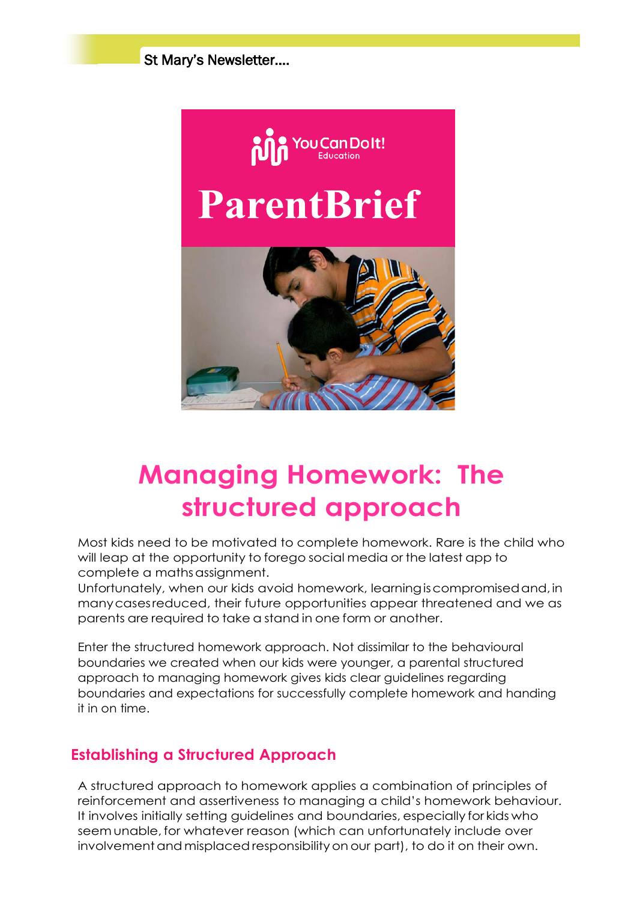St Mary's Newsletter....

You Can Do It! Education

# ParentBrief

# Managing Homework: The structured approach

Most kids need to be motivated to complete homework. Rare is the child who will leap at the opportunity to forego social media or the latest app to complete a maths assignment.
Unfortunately, when our kids avoid homework, learning is compromised and, in many cases reduced, their future opportunities appear threatened and we as parents are required to take a stand in one form or another.

Enter the structured homework approach. Not dissimilar to the behavioural boundaries we created when our kids were younger, a parental structured approach to managing homework gives kids clear guidelines regarding boundaries and expectations for successfully complete homework and handing it in on time.

## Establishing a Structured Approach

A structured approach to homework applies a combination of principles of reinforcement and assertiveness to managing a child's homework behaviour. It involves initially setting guidelines and boundaries, especially for kids who seem unable, for whatever reason (which can unfortunately include over involvement and misplaced responsibility on our part), to do it on their own.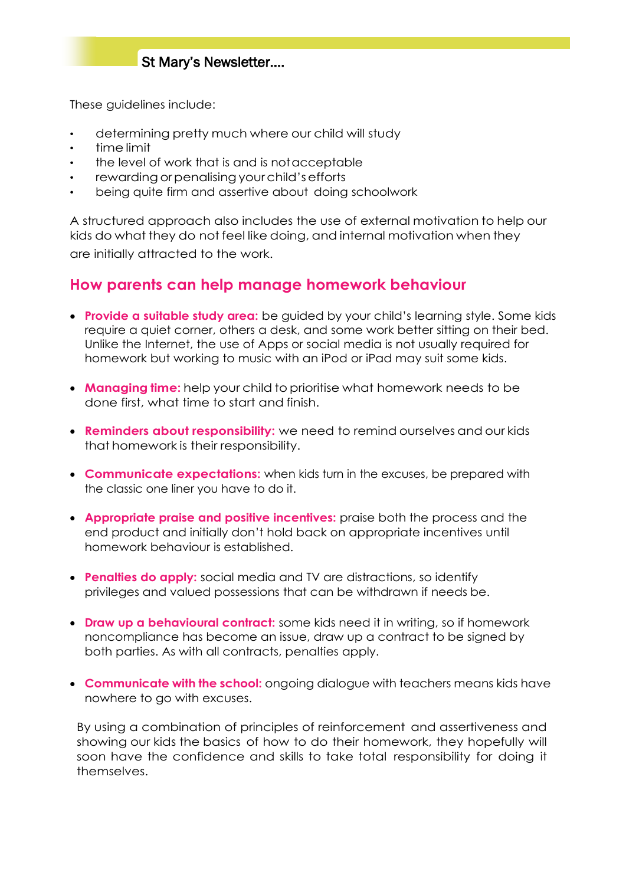These guidelines include:

- determining pretty much where our child will study
- time limit
- the level of work that is and is not acceptable
- rewarding or penalising your child's efforts
- being quite firm and assertive about doing schoolwork

A structured approach also includes the use of external motivation to help our kids do what they do not feel like doing, and internal motivation when they are initially attracted to the work.

## How parents can help manage homework behaviour

- **Provide a suitable study area:** be guided by your child's learning style. Some kids require a quiet corner, others a desk, and some work better sitting on their bed. Unlike the Internet, the use of Apps or social media is not usually required for homework but working to music with an iPod or iPad may suit some kids.

- **Managing time:** help your child to prioritise what homework needs to be done first, what time to start and finish.

- **Reminders about responsibility:** we need to remind ourselves and our kids that homework is their responsibility.

- **Communicate expectations:** when kids turn in the excuses, be prepared with the classic one liner you have to do it.

- **Appropriate praise and positive incentives:** praise both the process and the end product and initially don't hold back on appropriate incentives until homework behaviour is established.

- **Penalties do apply:** social media and TV are distractions, so identify privileges and valued possessions that can be withdrawn if needs be.

- **Draw up a behavioural contract:** some kids need it in writing, so if homework noncompliance has become an issue, draw up a contract to be signed by both parties. As with all contracts, penalties apply.

- **Communicate with the school:** ongoing dialogue with teachers means kids have nowhere to go with excuses.

By using a combination of principles of reinforcement and assertiveness and showing our kids the basics of how to do their homework, they hopefully will soon have the confidence and skills to take total responsibility for doing it themselves.